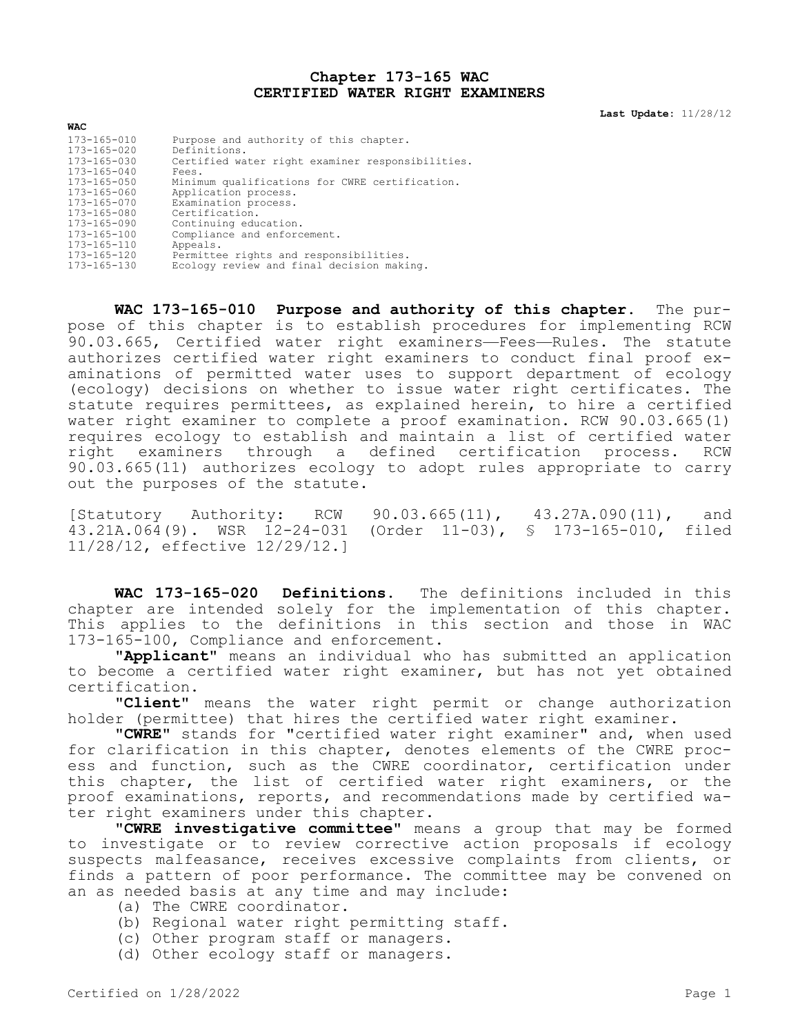# Chapter 173-165 WAC
# CERTIFIED WATER RIGHT EXAMINERS

**Last Update:** 11/28/12

| WAC | |
|---|---|
| 173-165-010 | Purpose and authority of this chapter. |
| 173-165-020 | Definitions. |
| 173-165-030 | Certified water right examiner responsibilities. |
| 173-165-040 | Fees. |
| 173-165-050 | Minimum qualifications for CWRE certification. |
| 173-165-060 | Application process. |
| 173-165-070 | Examination process. |
| 173-165-080 | Certification. |
| 173-165-090 | Continuing education. |
| 173-165-100 | Compliance and enforcement. |
| 173-165-110 | Appeals. |
| 173-165-120 | Permittee rights and responsibilities. |
| 173-165-130 | Ecology review and final decision making. |

**WAC 173-165-010 Purpose and authority of this chapter.** The purpose of this chapter is to establish procedures for implementing RCW 90.03.665, Certified water right examiners—Fees—Rules. The statute authorizes certified water right examiners to conduct final proof examinations of permitted water uses to support department of ecology (ecology) decisions on whether to issue water right certificates. The statute requires permittees, as explained herein, to hire a certified water right examiner to complete a proof examination. RCW 90.03.665(1) requires ecology to establish and maintain a list of certified water right examiners through a defined certification process. RCW 90.03.665(11) authorizes ecology to adopt rules appropriate to carry out the purposes of the statute.

[Statutory Authority: RCW 90.03.665(11), 43.27A.090(11), and 43.21A.064(9). WSR 12-24-031 (Order 11-03), § 173-165-010, filed 11/28/12, effective 12/29/12.]

**WAC 173-165-020 Definitions.** The definitions included in this chapter are intended solely for the implementation of this chapter. This applies to the definitions in this section and those in WAC 173-165-100, Compliance and enforcement.

"**Applicant**" means an individual who has submitted an application to become a certified water right examiner, but has not yet obtained certification.

"**Client**" means the water right permit or change authorization holder (permittee) that hires the certified water right examiner.

"**CWRE**" stands for "certified water right examiner" and, when used for clarification in this chapter, denotes elements of the CWRE process and function, such as the CWRE coordinator, certification under this chapter, the list of certified water right examiners, or the proof examinations, reports, and recommendations made by certified water right examiners under this chapter.

"**CWRE investigative committee**" means a group that may be formed to investigate or to review corrective action proposals if ecology suspects malfeasance, receives excessive complaints from clients, or finds a pattern of poor performance. The committee may be convened on an as needed basis at any time and may include:

(a) The CWRE coordinator.

(b) Regional water right permitting staff.

(c) Other program staff or managers.

(d) Other ecology staff or managers.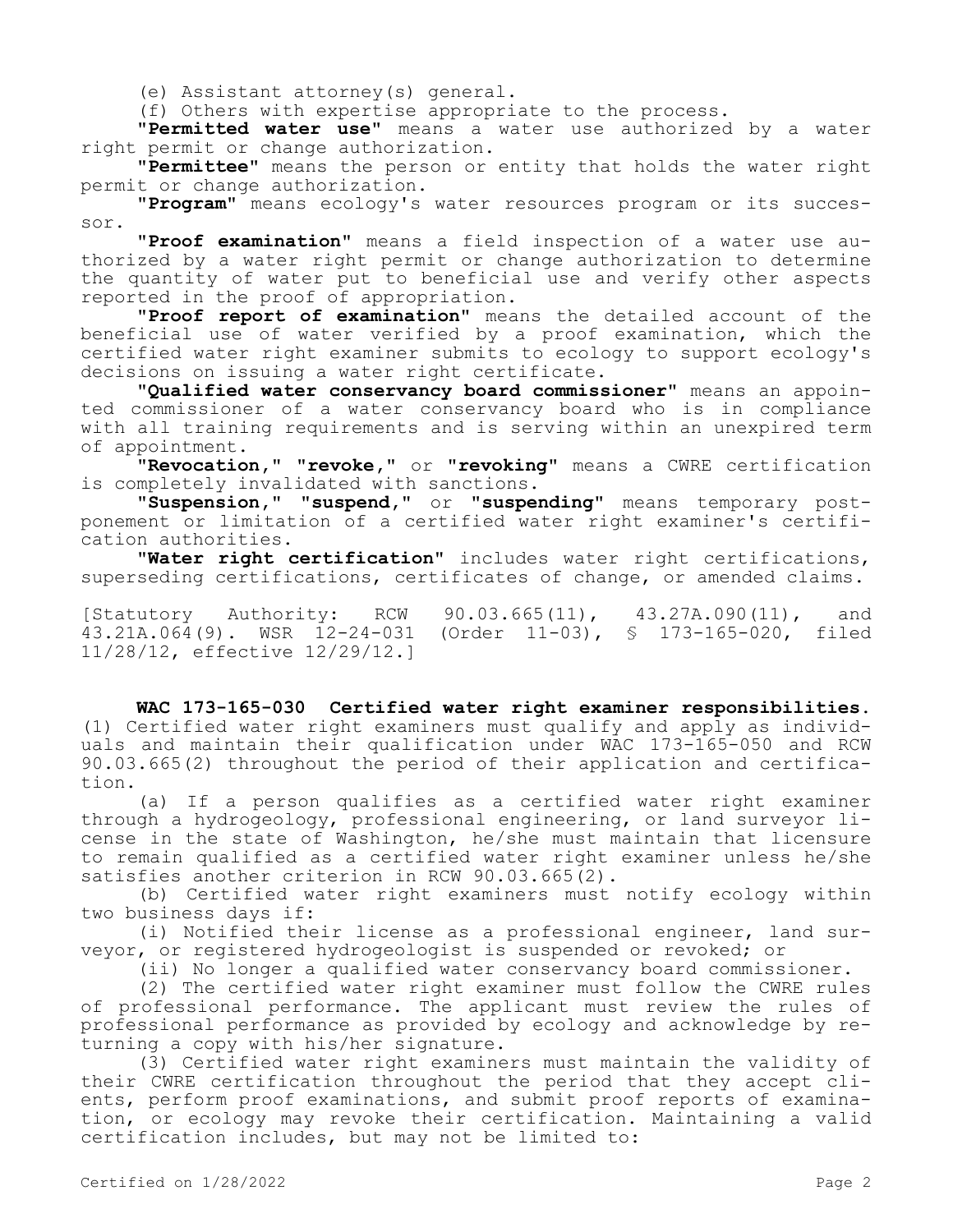(e) Assistant attorney(s) general.

(f) Others with expertise appropriate to the process.

"**Permitted water use**" means a water use authorized by a water right permit or change authorization.

"**Permittee**" means the person or entity that holds the water right permit or change authorization.

"**Program**" means ecology's water resources program or its successor.

"**Proof examination**" means a field inspection of a water use authorized by a water right permit or change authorization to determine the quantity of water put to beneficial use and verify other aspects reported in the proof of appropriation.

"**Proof report of examination**" means the detailed account of the beneficial use of water verified by a proof examination, which the certified water right examiner submits to ecology to support ecology's decisions on issuing a water right certificate.

"**Qualified water conservancy board commissioner**" means an appointed commissioner of a water conservancy board who is in compliance with all training requirements and is serving within an unexpired term of appointment.

"**Revocation**," "**revoke**," or "**revoking**" means a CWRE certification is completely invalidated with sanctions.

"**Suspension**," "**suspend**," or "**suspending**" means temporary postponement or limitation of a certified water right examiner's certification authorities.

"**Water right certification**" includes water right certifications, superseding certifications, certificates of change, or amended claims.

[Statutory Authority: RCW 90.03.665(11), 43.27A.090(11), and 43.21A.064(9). WSR 12-24-031 (Order 11-03), § 173-165-020, filed 11/28/12, effective 12/29/12.]

**WAC 173-165-030 Certified water right examiner responsibilities.** (1) Certified water right examiners must qualify and apply as individuals and maintain their qualification under WAC 173-165-050 and RCW 90.03.665(2) throughout the period of their application and certification.

(a) If a person qualifies as a certified water right examiner through a hydrogeology, professional engineering, or land surveyor license in the state of Washington, he/she must maintain that licensure to remain qualified as a certified water right examiner unless he/she satisfies another criterion in RCW 90.03.665(2).

(b) Certified water right examiners must notify ecology within two business days if:

(i) Notified their license as a professional engineer, land surveyor, or registered hydrogeologist is suspended or revoked; or

(ii) No longer a qualified water conservancy board commissioner.

(2) The certified water right examiner must follow the CWRE rules of professional performance. The applicant must review the rules of professional performance as provided by ecology and acknowledge by returning a copy with his/her signature.

(3) Certified water right examiners must maintain the validity of their CWRE certification throughout the period that they accept clients, perform proof examinations, and submit proof reports of examination, or ecology may revoke their certification. Maintaining a valid certification includes, but may not be limited to: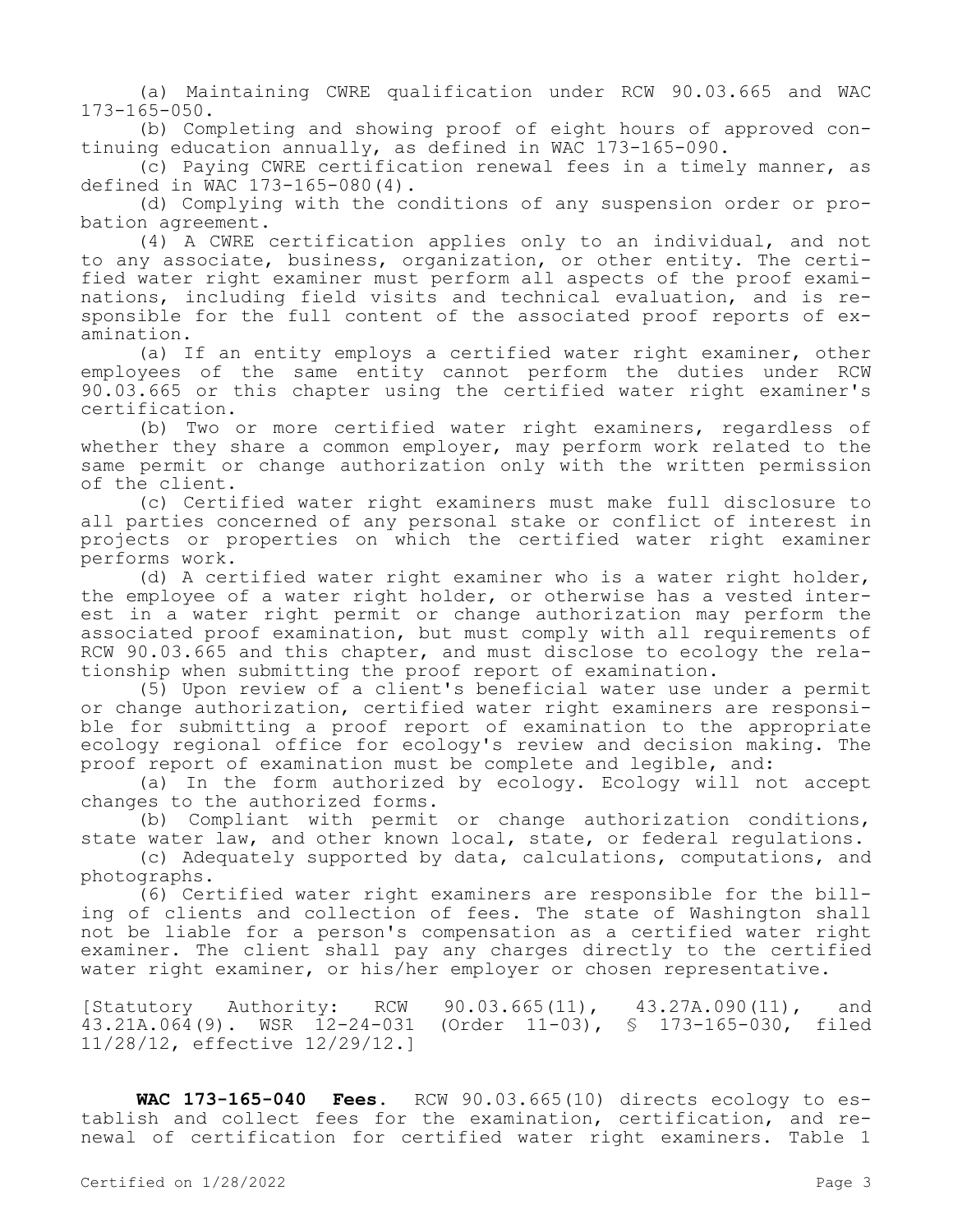(a) Maintaining CWRE qualification under RCW 90.03.665 and WAC 173-165-050.

(b) Completing and showing proof of eight hours of approved continuing education annually, as defined in WAC 173-165-090.

(c) Paying CWRE certification renewal fees in a timely manner, as defined in WAC 173-165-080(4).

(d) Complying with the conditions of any suspension order or probation agreement.

(4) A CWRE certification applies only to an individual, and not to any associate, business, organization, or other entity. The certified water right examiner must perform all aspects of the proof examinations, including field visits and technical evaluation, and is responsible for the full content of the associated proof reports of examination.

(a) If an entity employs a certified water right examiner, other employees of the same entity cannot perform the duties under RCW 90.03.665 or this chapter using the certified water right examiner's certification.

(b) Two or more certified water right examiners, regardless of whether they share a common employer, may perform work related to the same permit or change authorization only with the written permission of the client.

(c) Certified water right examiners must make full disclosure to all parties concerned of any personal stake or conflict of interest in projects or properties on which the certified water right examiner performs work.

(d) A certified water right examiner who is a water right holder, the employee of a water right holder, or otherwise has a vested interest in a water right permit or change authorization may perform the associated proof examination, but must comply with all requirements of RCW 90.03.665 and this chapter, and must disclose to ecology the relationship when submitting the proof report of examination.

(5) Upon review of a client's beneficial water use under a permit or change authorization, certified water right examiners are responsible for submitting a proof report of examination to the appropriate ecology regional office for ecology's review and decision making. The proof report of examination must be complete and legible, and:

(a) In the form authorized by ecology. Ecology will not accept changes to the authorized forms.

(b) Compliant with permit or change authorization conditions, state water law, and other known local, state, or federal regulations.

(c) Adequately supported by data, calculations, computations, and photographs.

(6) Certified water right examiners are responsible for the billing of clients and collection of fees. The state of Washington shall not be liable for a person's compensation as a certified water right examiner. The client shall pay any charges directly to the certified water right examiner, or his/her employer or chosen representative.

[Statutory Authority: RCW 90.03.665(11), 43.27A.090(11), and 43.21A.064(9). WSR 12-24-031 (Order 11-03), § 173-165-030, filed 11/28/12, effective 12/29/12.]

**WAC 173-165-040 Fees.** RCW 90.03.665(10) directs ecology to establish and collect fees for the examination, certification, and renewal of certification for certified water right examiners. Table 1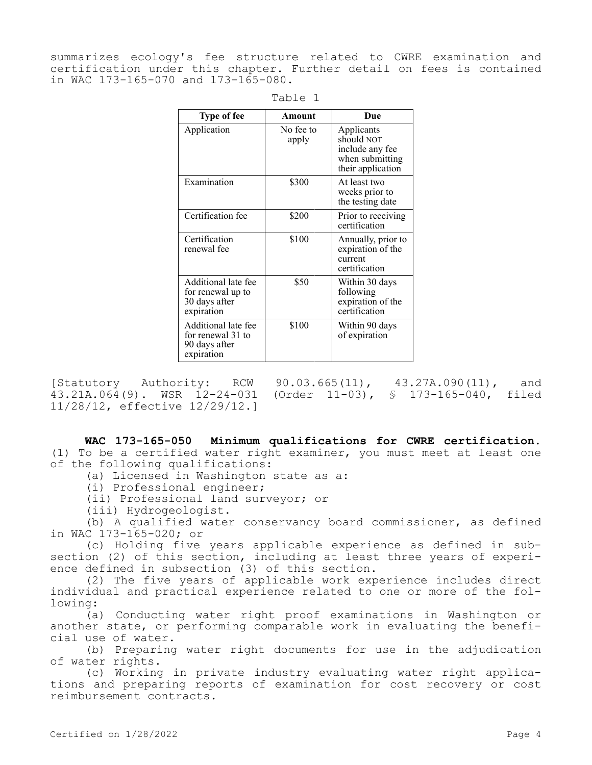summarizes ecology's fee structure related to CWRE examination and certification under this chapter. Further detail on fees is contained in WAC 173-165-070 and 173-165-080.

Table 1

| Type of fee | Amount | Due |
|---|---|---|
| Application | No fee to apply | Applicants should NOT include any fee when submitting their application |
| Examination | $300 | At least two weeks prior to the testing date |
| Certification fee | $200 | Prior to receiving certification |
| Certification renewal fee | $100 | Annually, prior to expiration of the current certification |
| Additional late fee for renewal up to 30 days after expiration | $50 | Within 30 days following expiration of the certification |
| Additional late fee for renewal 31 to 90 days after expiration | $100 | Within 90 days of expiration |

[Statutory Authority: RCW 90.03.665(11), 43.27A.090(11), and 43.21A.064(9). WSR 12-24-031 (Order 11-03), § 173-165-040, filed 11/28/12, effective 12/29/12.]

**WAC 173-165-050 Minimum qualifications for CWRE certification.** (1) To be a certified water right examiner, you must meet at least one of the following qualifications:

(a) Licensed in Washington state as a:

(i) Professional engineer;

(ii) Professional land surveyor; or

(iii) Hydrogeologist.

(b) A qualified water conservancy board commissioner, as defined in WAC 173-165-020; or

(c) Holding five years applicable experience as defined in subsection (2) of this section, including at least three years of experience defined in subsection (3) of this section.

(2) The five years of applicable work experience includes direct individual and practical experience related to one or more of the following:

(a) Conducting water right proof examinations in Washington or another state, or performing comparable work in evaluating the beneficial use of water.

(b) Preparing water right documents for use in the adjudication of water rights.

(c) Working in private industry evaluating water right applications and preparing reports of examination for cost recovery or cost reimbursement contracts.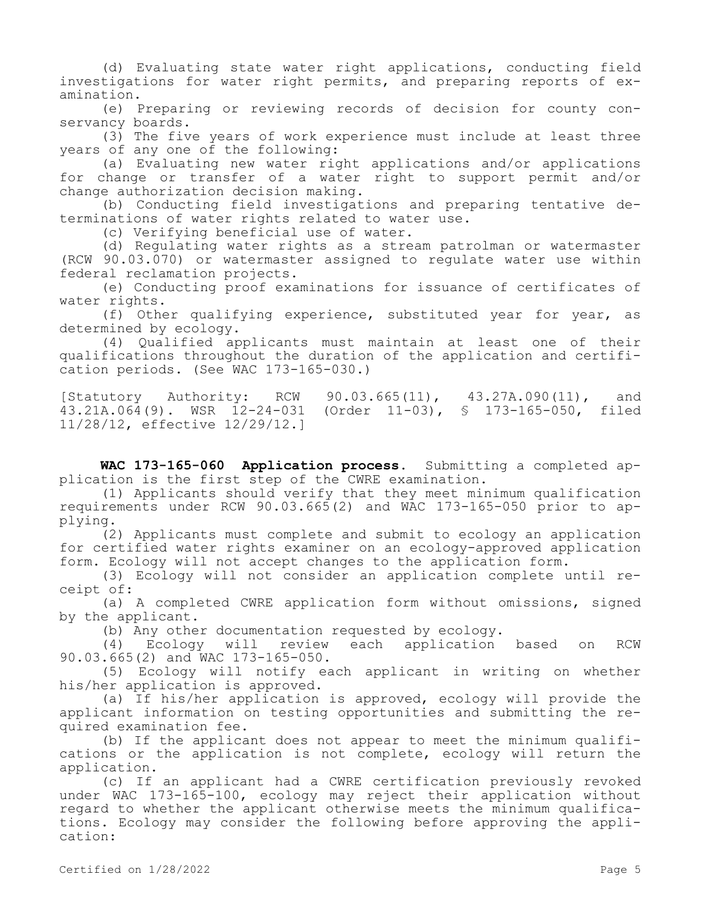(d) Evaluating state water right applications, conducting field investigations for water right permits, and preparing reports of examination.

(e) Preparing or reviewing records of decision for county conservancy boards.

(3) The five years of work experience must include at least three years of any one of the following:

(a) Evaluating new water right applications and/or applications for change or transfer of a water right to support permit and/or change authorization decision making.

(b) Conducting field investigations and preparing tentative determinations of water rights related to water use.

(c) Verifying beneficial use of water.

(d) Regulating water rights as a stream patrolman or watermaster (RCW 90.03.070) or watermaster assigned to regulate water use within federal reclamation projects.

(e) Conducting proof examinations for issuance of certificates of water rights.

(f) Other qualifying experience, substituted year for year, as determined by ecology.

(4) Qualified applicants must maintain at least one of their qualifications throughout the duration of the application and certification periods. (See WAC 173-165-030.)

[Statutory Authority: RCW 90.03.665(11), 43.27A.090(11), and 43.21A.064(9). WSR 12-24-031 (Order 11-03), § 173-165-050, filed 11/28/12, effective 12/29/12.]

**WAC 173-165-060 Application process.** Submitting a completed application is the first step of the CWRE examination.

(1) Applicants should verify that they meet minimum qualification requirements under RCW 90.03.665(2) and WAC 173-165-050 prior to applying.

(2) Applicants must complete and submit to ecology an application for certified water rights examiner on an ecology-approved application form. Ecology will not accept changes to the application form.

(3) Ecology will not consider an application complete until receipt of:

(a) A completed CWRE application form without omissions, signed by the applicant.

(b) Any other documentation requested by ecology.

(4) Ecology will review each application based on RCW 90.03.665(2) and WAC 173-165-050.

(5) Ecology will notify each applicant in writing on whether his/her application is approved.

(a) If his/her application is approved, ecology will provide the applicant information on testing opportunities and submitting the required examination fee.

(b) If the applicant does not appear to meet the minimum qualifications or the application is not complete, ecology will return the application.

(c) If an applicant had a CWRE certification previously revoked under WAC 173-165-100, ecology may reject their application without regard to whether the applicant otherwise meets the minimum qualifications. Ecology may consider the following before approving the application: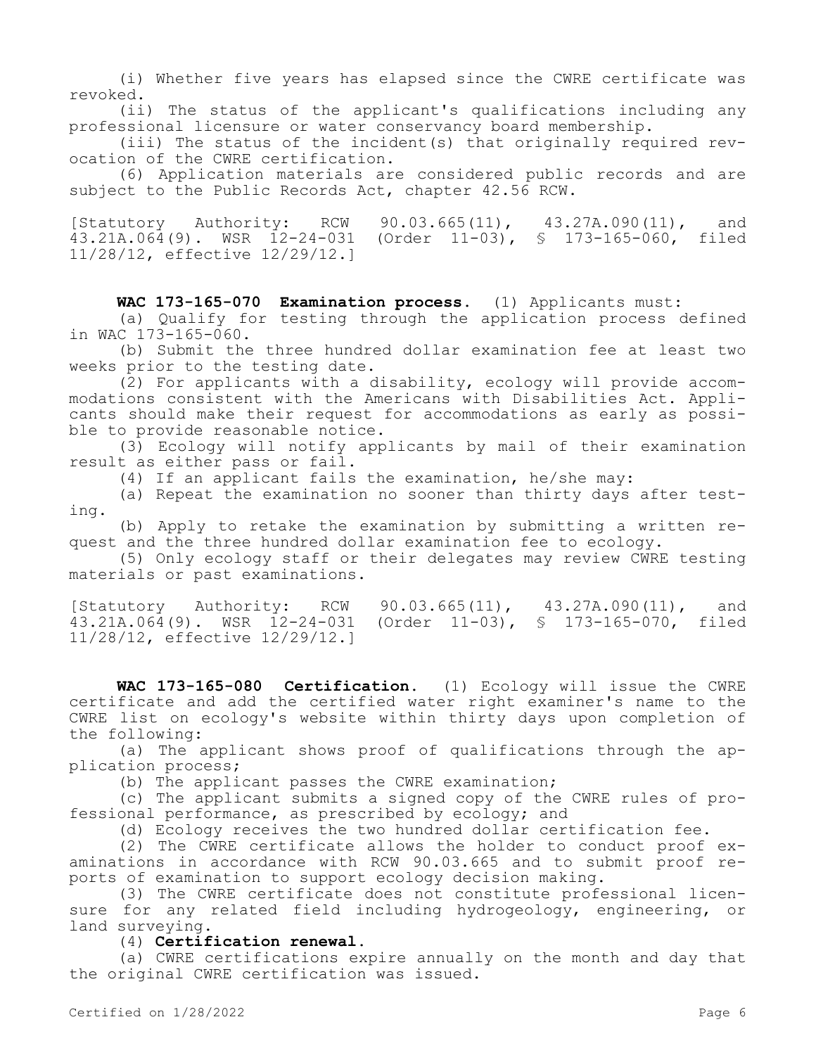(i) Whether five years has elapsed since the CWRE certificate was revoked.

(ii) The status of the applicant's qualifications including any professional licensure or water conservancy board membership.

(iii) The status of the incident(s) that originally required revocation of the CWRE certification.

(6) Application materials are considered public records and are subject to the Public Records Act, chapter 42.56 RCW.

[Statutory Authority: RCW 90.03.665(11), 43.27A.090(11), and 43.21A.064(9). WSR 12-24-031 (Order 11-03), § 173-165-060, filed 11/28/12, effective 12/29/12.]

**WAC 173-165-070 Examination process.** (1) Applicants must:

(a) Qualify for testing through the application process defined in WAC 173-165-060.

(b) Submit the three hundred dollar examination fee at least two weeks prior to the testing date.

(2) For applicants with a disability, ecology will provide accommodations consistent with the Americans with Disabilities Act. Applicants should make their request for accommodations as early as possible to provide reasonable notice.

(3) Ecology will notify applicants by mail of their examination result as either pass or fail.

(4) If an applicant fails the examination, he/she may:

(a) Repeat the examination no sooner than thirty days after testing.

(b) Apply to retake the examination by submitting a written request and the three hundred dollar examination fee to ecology.

(5) Only ecology staff or their delegates may review CWRE testing materials or past examinations.

[Statutory Authority: RCW 90.03.665(11), 43.27A.090(11), and 43.21A.064(9). WSR 12-24-031 (Order 11-03), § 173-165-070, filed 11/28/12, effective 12/29/12.]

**WAC 173-165-080 Certification.** (1) Ecology will issue the CWRE certificate and add the certified water right examiner's name to the CWRE list on ecology's website within thirty days upon completion of the following:

(a) The applicant shows proof of qualifications through the application process;

(b) The applicant passes the CWRE examination;

(c) The applicant submits a signed copy of the CWRE rules of professional performance, as prescribed by ecology; and

(d) Ecology receives the two hundred dollar certification fee.

(2) The CWRE certificate allows the holder to conduct proof examinations in accordance with RCW 90.03.665 and to submit proof reports of examination to support ecology decision making.

(3) The CWRE certificate does not constitute professional licensure for any related field including hydrogeology, engineering, or land surveying.

(4) **Certification renewal.**

(a) CWRE certifications expire annually on the month and day that the original CWRE certification was issued.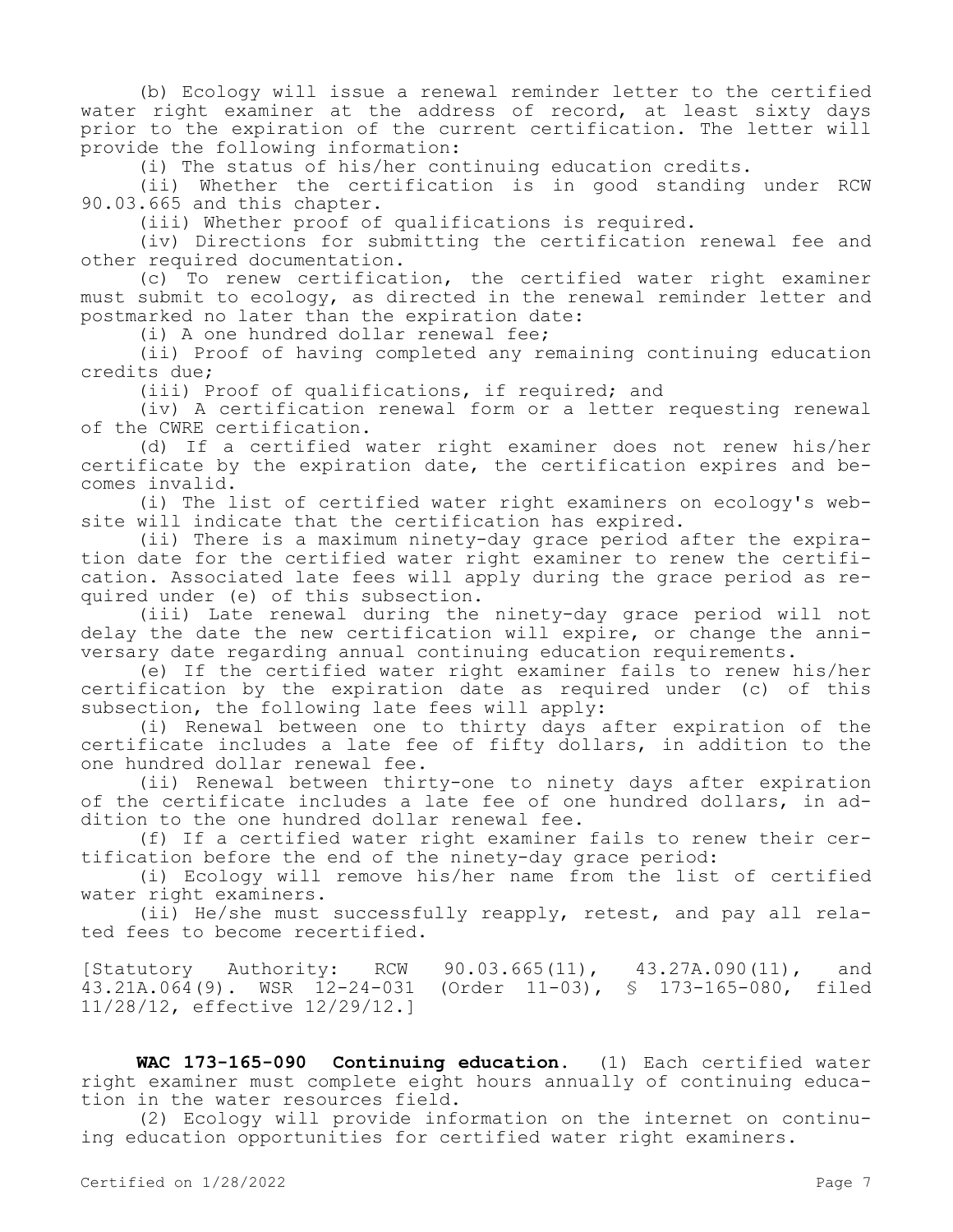(b) Ecology will issue a renewal reminder letter to the certified water right examiner at the address of record, at least sixty days prior to the expiration of the current certification. The letter will provide the following information:

(i) The status of his/her continuing education credits.

(ii) Whether the certification is in good standing under RCW 90.03.665 and this chapter.

(iii) Whether proof of qualifications is required.

(iv) Directions for submitting the certification renewal fee and other required documentation.

(c) To renew certification, the certified water right examiner must submit to ecology, as directed in the renewal reminder letter and postmarked no later than the expiration date:

(i) A one hundred dollar renewal fee;

(ii) Proof of having completed any remaining continuing education credits due;

(iii) Proof of qualifications, if required; and

(iv) A certification renewal form or a letter requesting renewal of the CWRE certification.

(d) If a certified water right examiner does not renew his/her certificate by the expiration date, the certification expires and becomes invalid.

(i) The list of certified water right examiners on ecology's website will indicate that the certification has expired.

(ii) There is a maximum ninety-day grace period after the expiration date for the certified water right examiner to renew the certification. Associated late fees will apply during the grace period as required under (e) of this subsection.

(iii) Late renewal during the ninety-day grace period will not delay the date the new certification will expire, or change the anniversary date regarding annual continuing education requirements.

(e) If the certified water right examiner fails to renew his/her certification by the expiration date as required under (c) of this subsection, the following late fees will apply:

(i) Renewal between one to thirty days after expiration of the certificate includes a late fee of fifty dollars, in addition to the one hundred dollar renewal fee.

(ii) Renewal between thirty-one to ninety days after expiration of the certificate includes a late fee of one hundred dollars, in addition to the one hundred dollar renewal fee.

(f) If a certified water right examiner fails to renew their certification before the end of the ninety-day grace period:

(i) Ecology will remove his/her name from the list of certified water right examiners.

(ii) He/she must successfully reapply, retest, and pay all related fees to become recertified.

[Statutory Authority: RCW 90.03.665(11), 43.27A.090(11), and 43.21A.064(9). WSR 12-24-031 (Order 11-03), § 173-165-080, filed 11/28/12, effective 12/29/12.]

**WAC 173-165-090 Continuing education.** (1) Each certified water right examiner must complete eight hours annually of continuing education in the water resources field.

(2) Ecology will provide information on the internet on continuing education opportunities for certified water right examiners.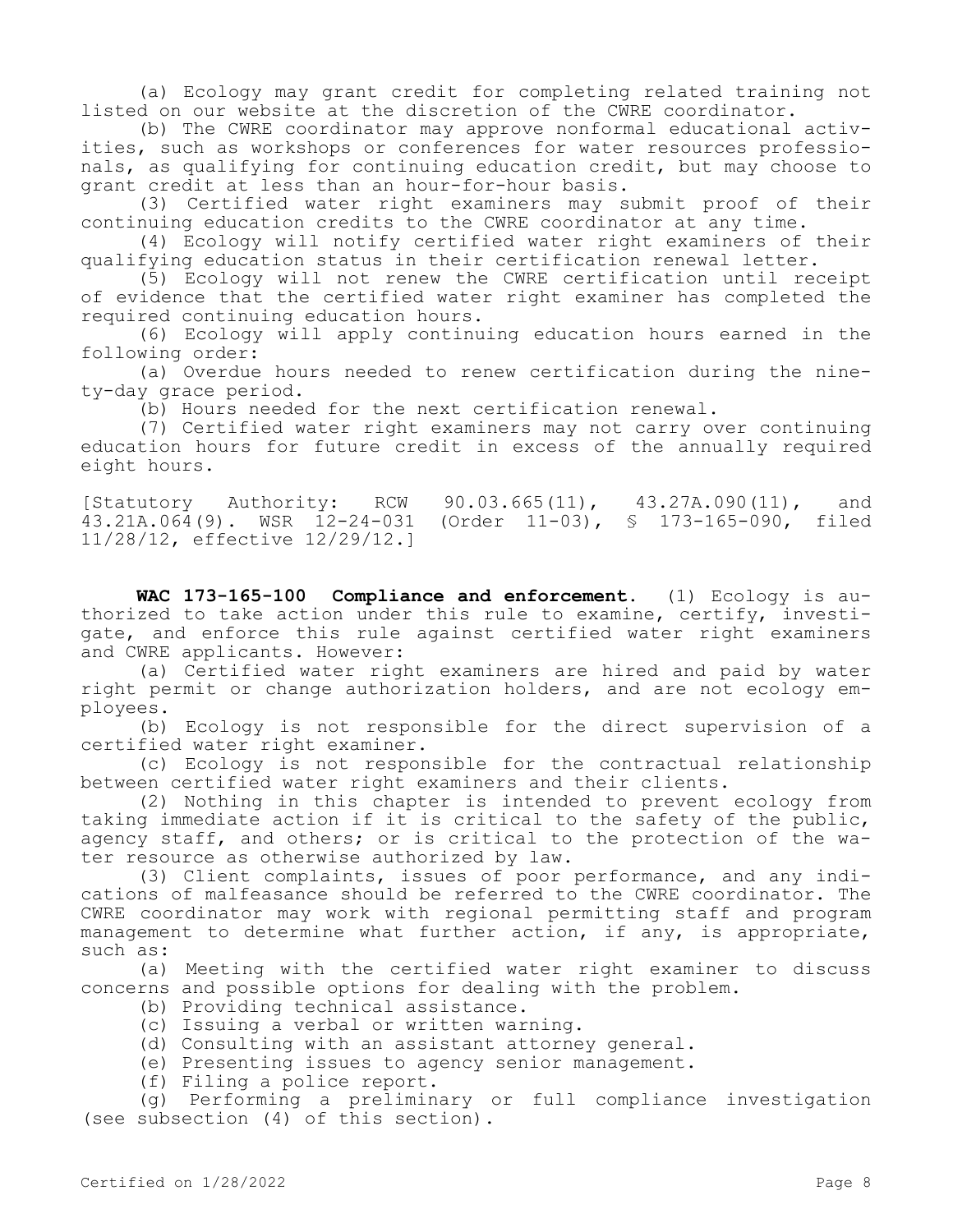(a) Ecology may grant credit for completing related training not listed on our website at the discretion of the CWRE coordinator.

(b) The CWRE coordinator may approve nonformal educational activities, such as workshops or conferences for water resources professionals, as qualifying for continuing education credit, but may choose to grant credit at less than an hour-for-hour basis.

(3) Certified water right examiners may submit proof of their continuing education credits to the CWRE coordinator at any time.

(4) Ecology will notify certified water right examiners of their qualifying education status in their certification renewal letter.

(5) Ecology will not renew the CWRE certification until receipt of evidence that the certified water right examiner has completed the required continuing education hours.

(6) Ecology will apply continuing education hours earned in the following order:

(a) Overdue hours needed to renew certification during the ninety-day grace period.

(b) Hours needed for the next certification renewal.

(7) Certified water right examiners may not carry over continuing education hours for future credit in excess of the annually required eight hours.

[Statutory Authority: RCW 90.03.665(11), 43.27A.090(11), and 43.21A.064(9). WSR 12-24-031 (Order 11-03), § 173-165-090, filed 11/28/12, effective 12/29/12.]

**WAC 173-165-100 Compliance and enforcement.** (1) Ecology is authorized to take action under this rule to examine, certify, investigate, and enforce this rule against certified water right examiners and CWRE applicants. However:

(a) Certified water right examiners are hired and paid by water right permit or change authorization holders, and are not ecology employees.

(b) Ecology is not responsible for the direct supervision of a certified water right examiner.

(c) Ecology is not responsible for the contractual relationship between certified water right examiners and their clients.

(2) Nothing in this chapter is intended to prevent ecology from taking immediate action if it is critical to the safety of the public, agency staff, and others; or is critical to the protection of the water resource as otherwise authorized by law.

(3) Client complaints, issues of poor performance, and any indications of malfeasance should be referred to the CWRE coordinator. The CWRE coordinator may work with regional permitting staff and program management to determine what further action, if any, is appropriate, such as:

(a) Meeting with the certified water right examiner to discuss concerns and possible options for dealing with the problem.

(b) Providing technical assistance.

(c) Issuing a verbal or written warning.

(d) Consulting with an assistant attorney general.

(e) Presenting issues to agency senior management.

(f) Filing a police report.

(g) Performing a preliminary or full compliance investigation (see subsection (4) of this section).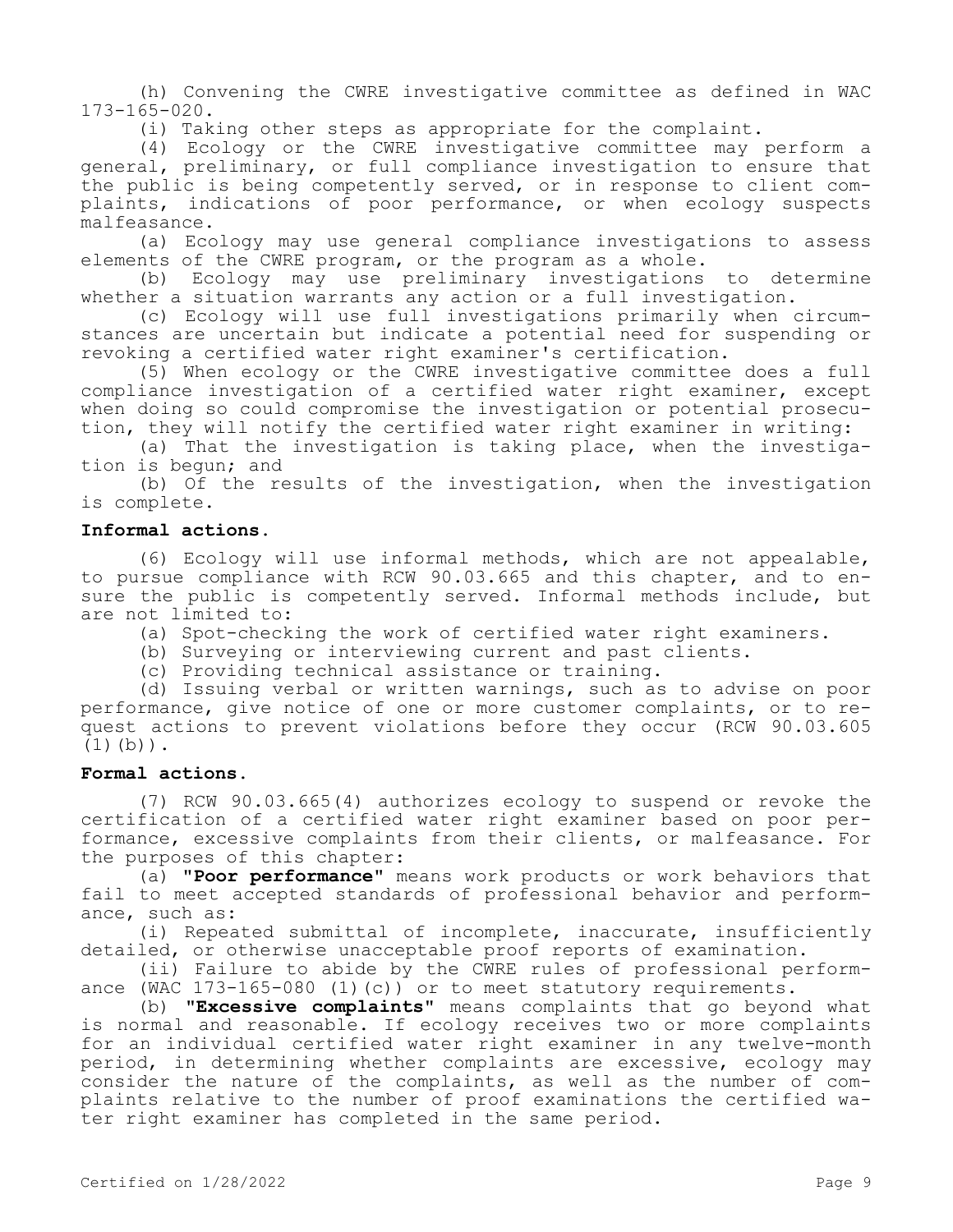(h) Convening the CWRE investigative committee as defined in WAC 173-165-020.

(i) Taking other steps as appropriate for the complaint.

(4) Ecology or the CWRE investigative committee may perform a general, preliminary, or full compliance investigation to ensure that the public is being competently served, or in response to client complaints, indications of poor performance, or when ecology suspects malfeasance.

(a) Ecology may use general compliance investigations to assess elements of the CWRE program, or the program as a whole.

(b) Ecology may use preliminary investigations to determine whether a situation warrants any action or a full investigation.

(c) Ecology will use full investigations primarily when circumstances are uncertain but indicate a potential need for suspending or revoking a certified water right examiner's certification.

(5) When ecology or the CWRE investigative committee does a full compliance investigation of a certified water right examiner, except when doing so could compromise the investigation or potential prosecution, they will notify the certified water right examiner in writing:

(a) That the investigation is taking place, when the investigation is begun; and

(b) Of the results of the investigation, when the investigation is complete.

**Informal actions.**

(6) Ecology will use informal methods, which are not appealable, to pursue compliance with RCW 90.03.665 and this chapter, and to ensure the public is competently served. Informal methods include, but are not limited to:

(a) Spot-checking the work of certified water right examiners.

(b) Surveying or interviewing current and past clients.

(c) Providing technical assistance or training.

(d) Issuing verbal or written warnings, such as to advise on poor performance, give notice of one or more customer complaints, or to request actions to prevent violations before they occur (RCW 90.03.605 (1)(b)).

**Formal actions.**

(7) RCW 90.03.665(4) authorizes ecology to suspend or revoke the certification of a certified water right examiner based on poor performance, excessive complaints from their clients, or malfeasance. For the purposes of this chapter:

(a) **"Poor performance"** means work products or work behaviors that fail to meet accepted standards of professional behavior and performance, such as:

(i) Repeated submittal of incomplete, inaccurate, insufficiently detailed, or otherwise unacceptable proof reports of examination.

(ii) Failure to abide by the CWRE rules of professional performance (WAC 173-165-080 (1)(c)) or to meet statutory requirements.

(b) **"Excessive complaints"** means complaints that go beyond what is normal and reasonable. If ecology receives two or more complaints for an individual certified water right examiner in any twelve-month period, in determining whether complaints are excessive, ecology may consider the nature of the complaints, as well as the number of complaints relative to the number of proof examinations the certified water right examiner has completed in the same period.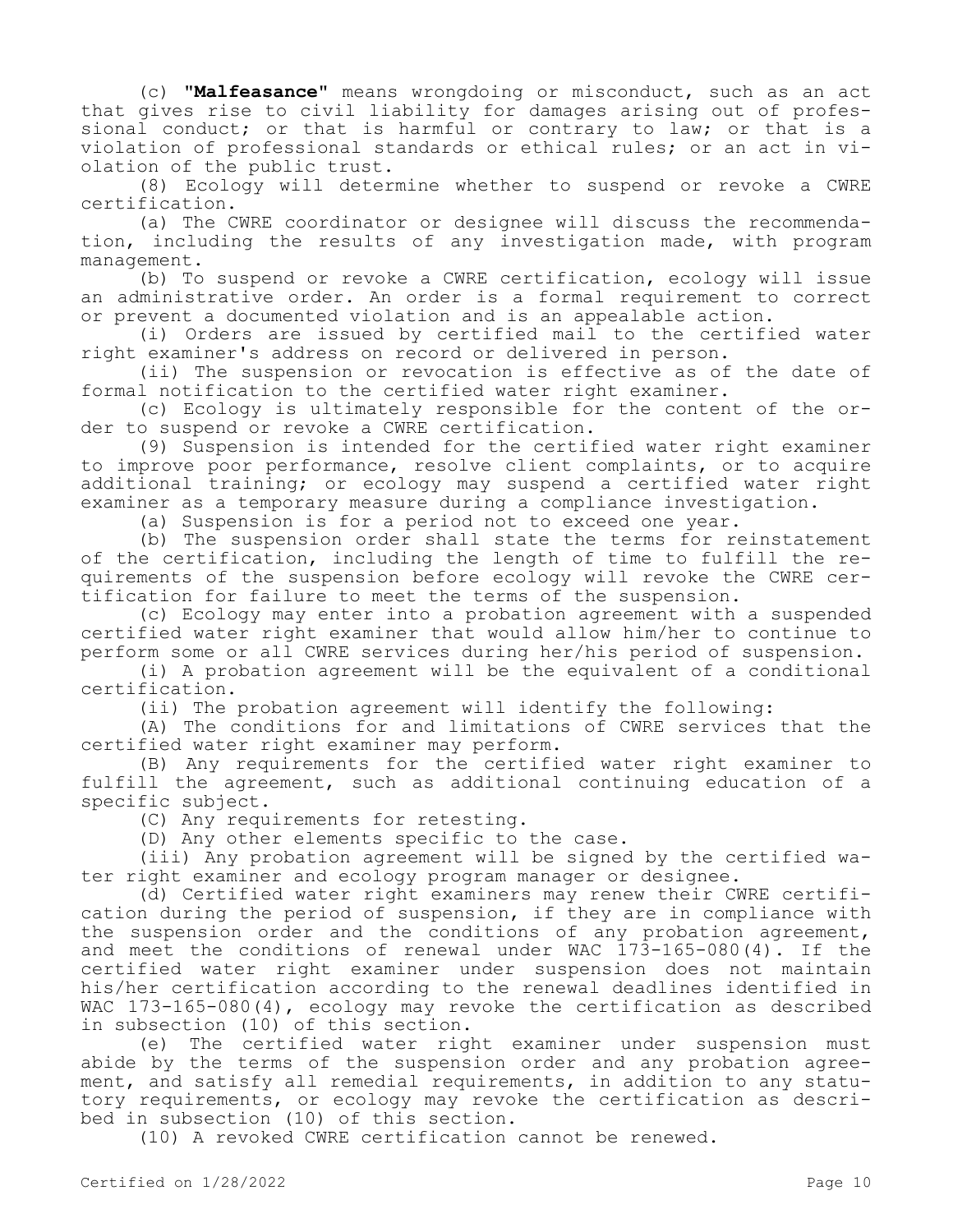(c) **"Malfeasance"** means wrongdoing or misconduct, such as an act that gives rise to civil liability for damages arising out of professional conduct; or that is harmful or contrary to law; or that is a violation of professional standards or ethical rules; or an act in violation of the public trust.

(8) Ecology will determine whether to suspend or revoke a CWRE certification.

(a) The CWRE coordinator or designee will discuss the recommendation, including the results of any investigation made, with program management.

(b) To suspend or revoke a CWRE certification, ecology will issue an administrative order. An order is a formal requirement to correct or prevent a documented violation and is an appealable action.

(i) Orders are issued by certified mail to the certified water right examiner's address on record or delivered in person.

(ii) The suspension or revocation is effective as of the date of formal notification to the certified water right examiner.

(c) Ecology is ultimately responsible for the content of the order to suspend or revoke a CWRE certification.

(9) Suspension is intended for the certified water right examiner to improve poor performance, resolve client complaints, or to acquire additional training; or ecology may suspend a certified water right examiner as a temporary measure during a compliance investigation.

(a) Suspension is for a period not to exceed one year.

(b) The suspension order shall state the terms for reinstatement of the certification, including the length of time to fulfill the requirements of the suspension before ecology will revoke the CWRE certification for failure to meet the terms of the suspension.

(c) Ecology may enter into a probation agreement with a suspended certified water right examiner that would allow him/her to continue to perform some or all CWRE services during her/his period of suspension.

(i) A probation agreement will be the equivalent of a conditional certification.

(ii) The probation agreement will identify the following:

(A) The conditions for and limitations of CWRE services that the certified water right examiner may perform.

(B) Any requirements for the certified water right examiner to fulfill the agreement, such as additional continuing education of a specific subject.

(C) Any requirements for retesting.

(D) Any other elements specific to the case.

(iii) Any probation agreement will be signed by the certified water right examiner and ecology program manager or designee.

(d) Certified water right examiners may renew their CWRE certification during the period of suspension, if they are in compliance with the suspension order and the conditions of any probation agreement, and meet the conditions of renewal under WAC 173-165-080(4). If the certified water right examiner under suspension does not maintain his/her certification according to the renewal deadlines identified in WAC 173-165-080(4), ecology may revoke the certification as described in subsection (10) of this section.

(e) The certified water right examiner under suspension must abide by the terms of the suspension order and any probation agreement, and satisfy all remedial requirements, in addition to any statutory requirements, or ecology may revoke the certification as described in subsection (10) of this section.

(10) A revoked CWRE certification cannot be renewed.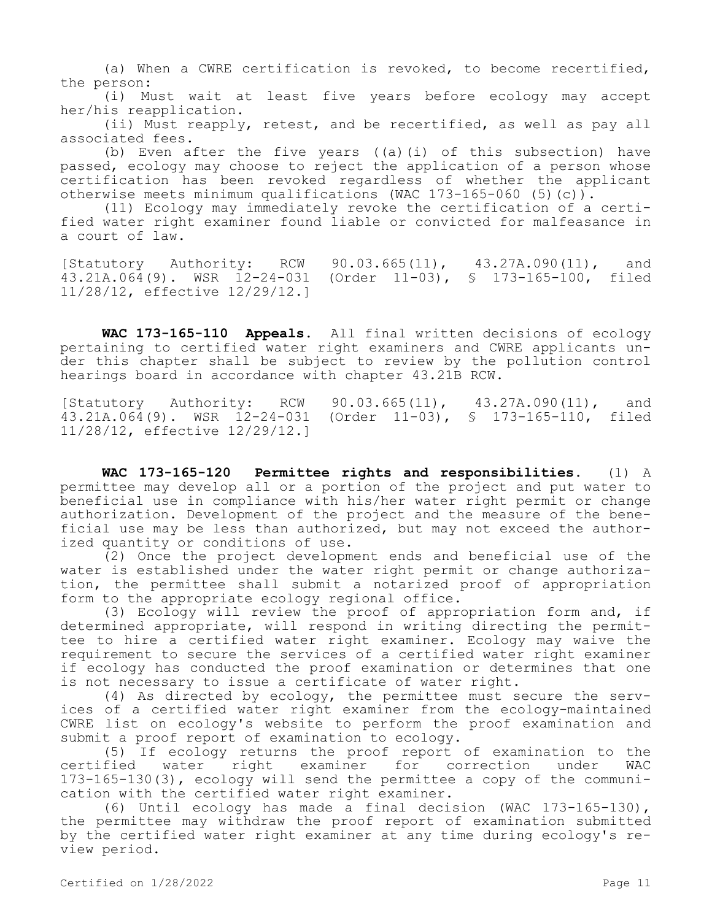(a) When a CWRE certification is revoked, to become recertified, the person:

(i) Must wait at least five years before ecology may accept her/his reapplication.

(ii) Must reapply, retest, and be recertified, as well as pay all associated fees.

(b) Even after the five years ((a)(i) of this subsection) have passed, ecology may choose to reject the application of a person whose certification has been revoked regardless of whether the applicant otherwise meets minimum qualifications (WAC 173-165-060 (5)(c)).

(11) Ecology may immediately revoke the certification of a certified water right examiner found liable or convicted for malfeasance in a court of law.

[Statutory Authority: RCW 90.03.665(11), 43.27A.090(11), and 43.21A.064(9). WSR 12-24-031 (Order 11-03), § 173-165-100, filed 11/28/12, effective 12/29/12.]

**WAC 173-165-110 Appeals.** All final written decisions of ecology pertaining to certified water right examiners and CWRE applicants under this chapter shall be subject to review by the pollution control hearings board in accordance with chapter 43.21B RCW.

[Statutory Authority: RCW 90.03.665(11), 43.27A.090(11), and 43.21A.064(9). WSR 12-24-031 (Order 11-03), § 173-165-110, filed 11/28/12, effective 12/29/12.]

**WAC 173-165-120 Permittee rights and responsibilities.** (1) A permittee may develop all or a portion of the project and put water to beneficial use in compliance with his/her water right permit or change authorization. Development of the project and the measure of the beneficial use may be less than authorized, but may not exceed the authorized quantity or conditions of use.

(2) Once the project development ends and beneficial use of the water is established under the water right permit or change authorization, the permittee shall submit a notarized proof of appropriation form to the appropriate ecology regional office.

(3) Ecology will review the proof of appropriation form and, if determined appropriate, will respond in writing directing the permittee to hire a certified water right examiner. Ecology may waive the requirement to secure the services of a certified water right examiner if ecology has conducted the proof examination or determines that one is not necessary to issue a certificate of water right.

(4) As directed by ecology, the permittee must secure the services of a certified water right examiner from the ecology-maintained CWRE list on ecology's website to perform the proof examination and submit a proof report of examination to ecology.

(5) If ecology returns the proof report of examination to the certified water right examiner for correction under WAC 173-165-130(3), ecology will send the permittee a copy of the communication with the certified water right examiner.

(6) Until ecology has made a final decision (WAC 173-165-130), the permittee may withdraw the proof report of examination submitted by the certified water right examiner at any time during ecology's review period.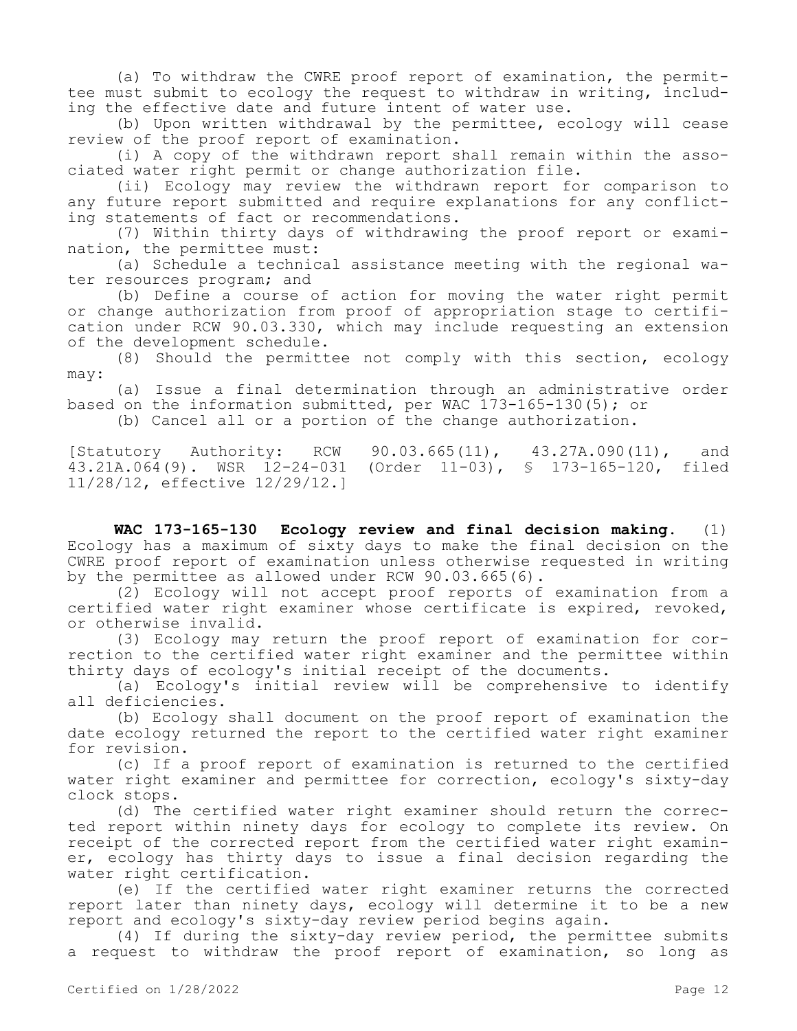(a) To withdraw the CWRE proof report of examination, the permittee must submit to ecology the request to withdraw in writing, including the effective date and future intent of water use.

(b) Upon written withdrawal by the permittee, ecology will cease review of the proof report of examination.

(i) A copy of the withdrawn report shall remain within the associated water right permit or change authorization file.

(ii) Ecology may review the withdrawn report for comparison to any future report submitted and require explanations for any conflicting statements of fact or recommendations.

(7) Within thirty days of withdrawing the proof report or examination, the permittee must:

(a) Schedule a technical assistance meeting with the regional water resources program; and

(b) Define a course of action for moving the water right permit or change authorization from proof of appropriation stage to certification under RCW 90.03.330, which may include requesting an extension of the development schedule.

(8) Should the permittee not comply with this section, ecology may:

(a) Issue a final determination through an administrative order based on the information submitted, per WAC 173-165-130(5); or

(b) Cancel all or a portion of the change authorization.

[Statutory Authority: RCW 90.03.665(11), 43.27A.090(11), and 43.21A.064(9). WSR 12-24-031 (Order 11-03), § 173-165-120, filed 11/28/12, effective 12/29/12.]

**WAC 173-165-130 Ecology review and final decision making.** (1) Ecology has a maximum of sixty days to make the final decision on the CWRE proof report of examination unless otherwise requested in writing by the permittee as allowed under RCW 90.03.665(6).

(2) Ecology will not accept proof reports of examination from a certified water right examiner whose certificate is expired, revoked, or otherwise invalid.

(3) Ecology may return the proof report of examination for correction to the certified water right examiner and the permittee within thirty days of ecology's initial receipt of the documents.

(a) Ecology's initial review will be comprehensive to identify all deficiencies.

(b) Ecology shall document on the proof report of examination the date ecology returned the report to the certified water right examiner for revision.

(c) If a proof report of examination is returned to the certified water right examiner and permittee for correction, ecology's sixty-day clock stops.

(d) The certified water right examiner should return the corrected report within ninety days for ecology to complete its review. On receipt of the corrected report from the certified water right examiner, ecology has thirty days to issue a final decision regarding the water right certification.

(e) If the certified water right examiner returns the corrected report later than ninety days, ecology will determine it to be a new report and ecology's sixty-day review period begins again.

(4) If during the sixty-day review period, the permittee submits a request to withdraw the proof report of examination, so long as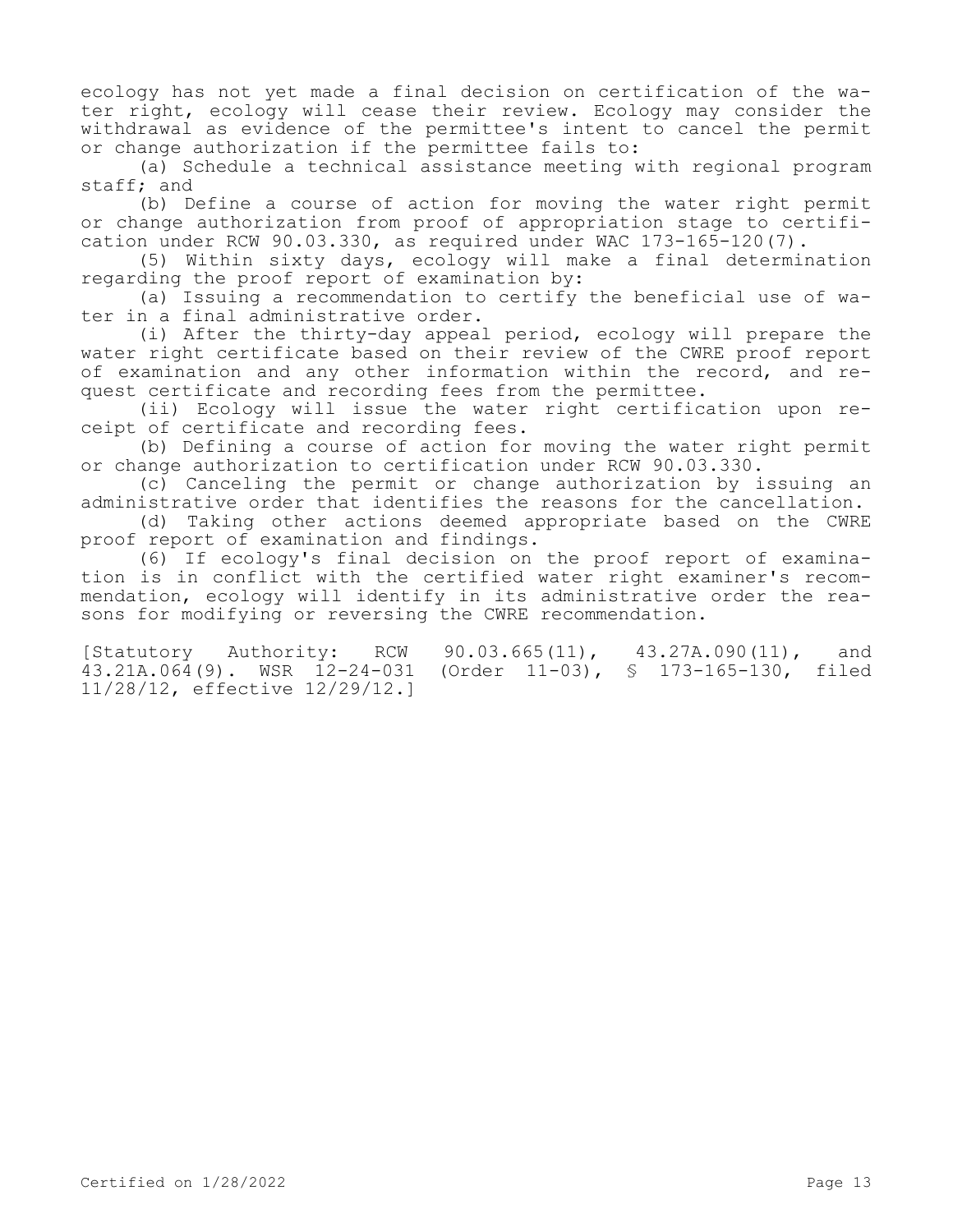ecology has not yet made a final decision on certification of the water right, ecology will cease their review. Ecology may consider the withdrawal as evidence of the permittee's intent to cancel the permit or change authorization if the permittee fails to:

(a) Schedule a technical assistance meeting with regional program staff; and

(b) Define a course of action for moving the water right permit or change authorization from proof of appropriation stage to certification under RCW 90.03.330, as required under WAC 173-165-120(7).

(5) Within sixty days, ecology will make a final determination regarding the proof report of examination by:

(a) Issuing a recommendation to certify the beneficial use of water in a final administrative order.

(i) After the thirty-day appeal period, ecology will prepare the water right certificate based on their review of the CWRE proof report of examination and any other information within the record, and request certificate and recording fees from the permittee.

(ii) Ecology will issue the water right certification upon receipt of certificate and recording fees.

(b) Defining a course of action for moving the water right permit or change authorization to certification under RCW 90.03.330.

(c) Canceling the permit or change authorization by issuing an administrative order that identifies the reasons for the cancellation.

(d) Taking other actions deemed appropriate based on the CWRE proof report of examination and findings.

(6) If ecology's final decision on the proof report of examination is in conflict with the certified water right examiner's recommendation, ecology will identify in its administrative order the reasons for modifying or reversing the CWRE recommendation.

[Statutory Authority: RCW 90.03.665(11), 43.27A.090(11), and 43.21A.064(9). WSR 12-24-031 (Order 11-03), § 173-165-130, filed 11/28/12, effective 12/29/12.]